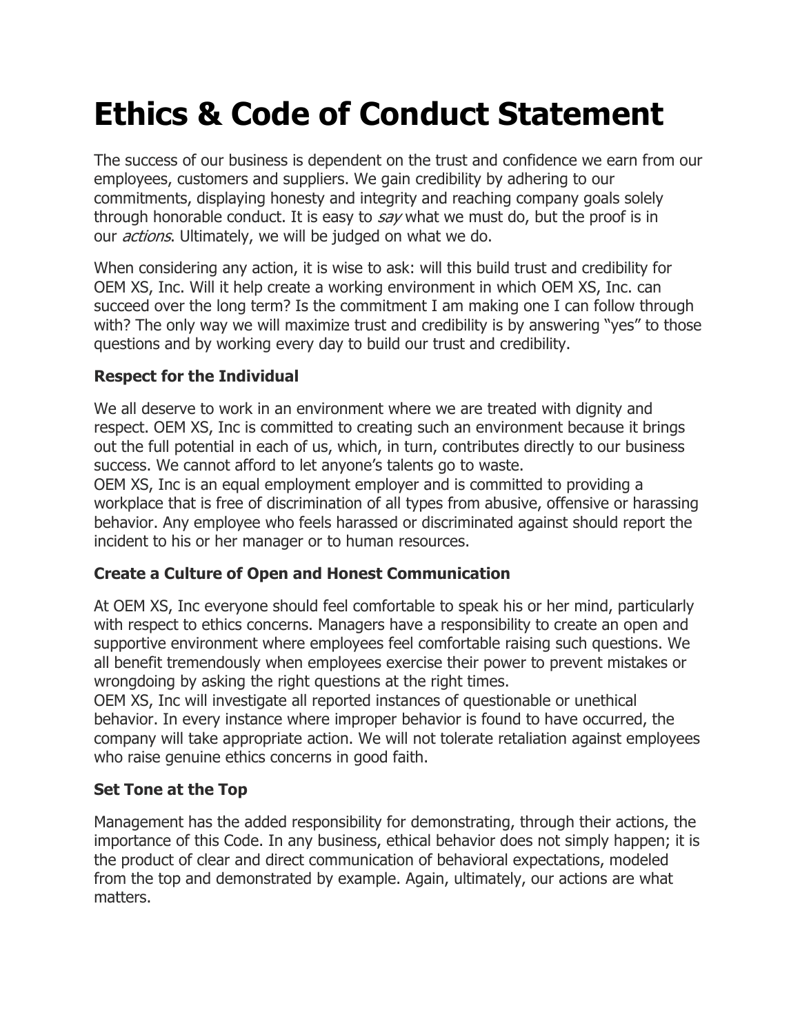# Ethics & Code of Conduct Statement

The success of our business is dependent on the trust and confidence we earn from our employees, customers and suppliers. We gain credibility by adhering to our commitments, displaying honesty and integrity and reaching company goals solely through honorable conduct. It is easy to *say* what we must do, but the proof is in our *actions*. Ultimately, we will be judged on what we do.

When considering any action, it is wise to ask: will this build trust and credibility for OEM XS, Inc. Will it help create a working environment in which OEM XS, Inc. can succeed over the long term? Is the commitment I am making one I can follow through with? The only way we will maximize trust and credibility is by answering "yes" to those questions and by working every day to build our trust and credibility.

### Respect for the Individual

We all deserve to work in an environment where we are treated with dignity and respect. OEM XS, Inc is committed to creating such an environment because it brings out the full potential in each of us, which, in turn, contributes directly to our business success. We cannot afford to let anyone's talents go to waste.
OEM XS, Inc is an equal employment employer and is committed to providing a workplace that is free of discrimination of all types from abusive, offensive or harassing behavior. Any employee who feels harassed or discriminated against should report the incident to his or her manager or to human resources.

### Create a Culture of Open and Honest Communication

At OEM XS, Inc everyone should feel comfortable to speak his or her mind, particularly with respect to ethics concerns. Managers have a responsibility to create an open and supportive environment where employees feel comfortable raising such questions. We all benefit tremendously when employees exercise their power to prevent mistakes or wrongdoing by asking the right questions at the right times.
OEM XS, Inc will investigate all reported instances of questionable or unethical behavior. In every instance where improper behavior is found to have occurred, the company will take appropriate action. We will not tolerate retaliation against employees who raise genuine ethics concerns in good faith.

### Set Tone at the Top

Management has the added responsibility for demonstrating, through their actions, the importance of this Code. In any business, ethical behavior does not simply happen; it is the product of clear and direct communication of behavioral expectations, modeled from the top and demonstrated by example. Again, ultimately, our actions are what matters.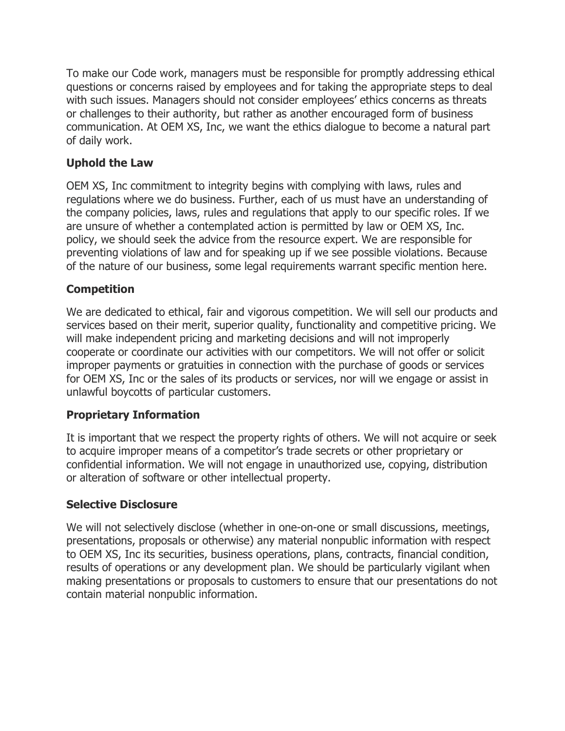To make our Code work, managers must be responsible for promptly addressing ethical questions or concerns raised by employees and for taking the appropriate steps to deal with such issues. Managers should not consider employees' ethics concerns as threats or challenges to their authority, but rather as another encouraged form of business communication. At OEM XS, Inc, we want the ethics dialogue to become a natural part of daily work.

## Uphold the Law

OEM XS, Inc commitment to integrity begins with complying with laws, rules and regulations where we do business. Further, each of us must have an understanding of the company policies, laws, rules and regulations that apply to our specific roles. If we are unsure of whether a contemplated action is permitted by law or OEM XS, Inc. policy, we should seek the advice from the resource expert. We are responsible for preventing violations of law and for speaking up if we see possible violations. Because of the nature of our business, some legal requirements warrant specific mention here.

## Competition

We are dedicated to ethical, fair and vigorous competition. We will sell our products and services based on their merit, superior quality, functionality and competitive pricing. We will make independent pricing and marketing decisions and will not improperly cooperate or coordinate our activities with our competitors. We will not offer or solicit improper payments or gratuities in connection with the purchase of goods or services for OEM XS, Inc or the sales of its products or services, nor will we engage or assist in unlawful boycotts of particular customers.

## Proprietary Information

It is important that we respect the property rights of others. We will not acquire or seek to acquire improper means of a competitor's trade secrets or other proprietary or confidential information. We will not engage in unauthorized use, copying, distribution or alteration of software or other intellectual property.

## Selective Disclosure

We will not selectively disclose (whether in one-on-one or small discussions, meetings, presentations, proposals or otherwise) any material nonpublic information with respect to OEM XS, Inc its securities, business operations, plans, contracts, financial condition, results of operations or any development plan. We should be particularly vigilant when making presentations or proposals to customers to ensure that our presentations do not contain material nonpublic information.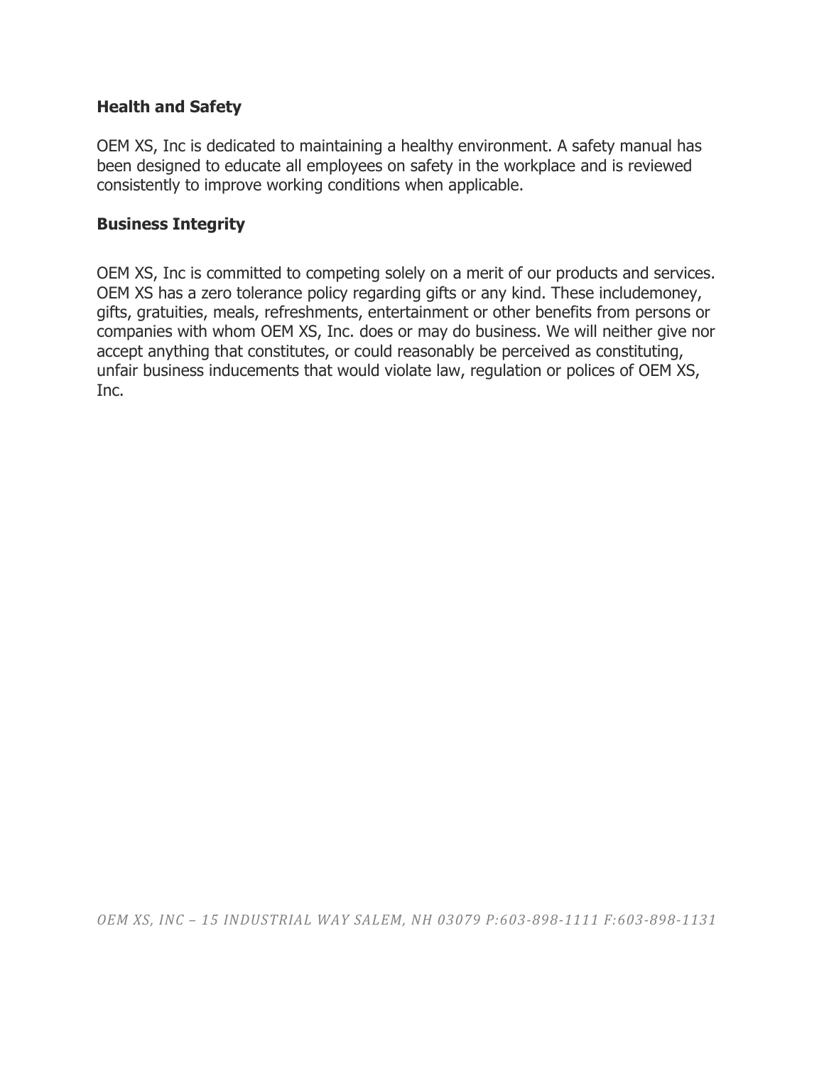## Health and Safety

OEM XS, Inc is dedicated to maintaining a healthy environment. A safety manual has been designed to educate all employees on safety in the workplace and is reviewed consistently to improve working conditions when applicable.

## Business Integrity

OEM XS, Inc is committed to competing solely on a merit of our products and services. OEM XS has a zero tolerance policy regarding gifts or any kind. These includemoney, gifts, gratuities, meals, refreshments, entertainment or other benefits from persons or companies with whom OEM XS, Inc. does or may do business. We will neither give nor accept anything that constitutes, or could reasonably be perceived as constituting, unfair business inducements that would violate law, regulation or polices of OEM XS, Inc.